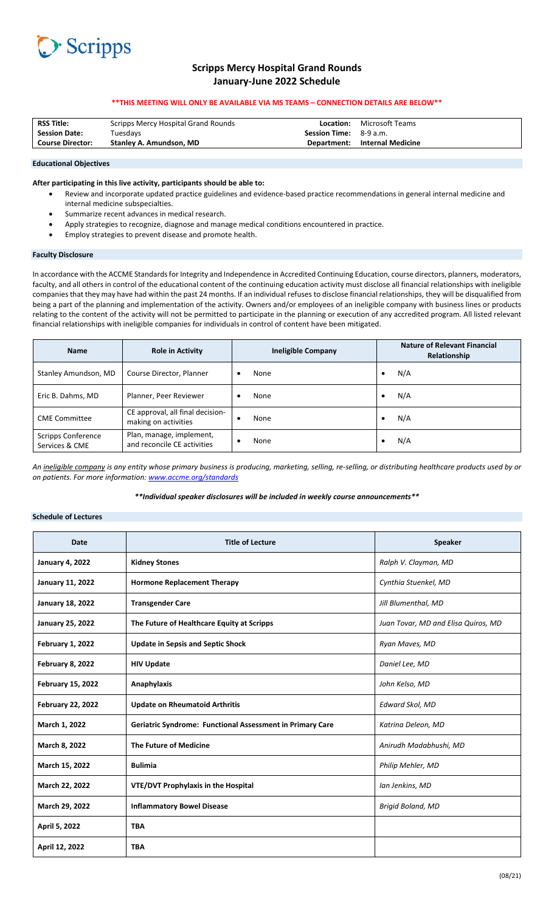Scripps

# Scripps Mercy Hospital Grand Rounds
## January-June 2022 Schedule

**\*\*THIS MEETING WILL ONLY BE AVAILABLE VIA MS TEAMS – CONNECTION DETAILS ARE BELOW\*\***

| | | | |
|---|---|---|---|
| **RSS Title:** | Scripps Mercy Hospital Grand Rounds | **Location:** | Microsoft Teams |
| **Session Date:** | Tuesdays | **Session Time:** | 8-9 a.m. |
| **Course Director:** | **Stanley A. Amundson, MD** | **Department:** | **Internal Medicine** |

### Educational Objectives

**After participating in this live activity, participants should be able to:**

- Review and incorporate updated practice guidelines and evidence-based practice recommendations in general internal medicine and internal medicine subspecialties.
- Summarize recent advances in medical research.
- Apply strategies to recognize, diagnose and manage medical conditions encountered in practice.
- Employ strategies to prevent disease and promote health.

### Faculty Disclosure

In accordance with the ACCME Standards for Integrity and Independence in Accredited Continuing Education, course directors, planners, moderators, faculty, and all others in control of the educational content of the continuing education activity must disclose all financial relationships with ineligible companies that they may have had within the past 24 months. If an individual refuses to disclose financial relationships, they will be disqualified from being a part of the planning and implementation of the activity. Owners and/or employees of an ineligible company with business lines or products relating to the content of the activity will not be permitted to participate in the planning or execution of any accredited program. All listed relevant financial relationships with ineligible companies for individuals in control of content have been mitigated.

| Name | Role in Activity | Ineligible Company | Nature of Relevant Financial Relationship |
|---|---|---|---|
| Stanley Amundson, MD | Course Director, Planner | • None | • N/A |
| Eric B. Dahms, MD | Planner, Peer Reviewer | • None | • N/A |
| CME Committee | CE approval, all final decision-making on activities | • None | • N/A |
| Scripps Conference Services & CME | Plan, manage, implement, and reconcile CE activities | • None | • N/A |

*An ineligible company is any entity whose primary business is producing, marketing, selling, re-selling, or distributing healthcare products used by or on patients. For more information: www.accme.org/standards*

***\*\*Individual speaker disclosures will be included in weekly course announcements\*\****

### Schedule of Lectures

| Date | Title of Lecture | Speaker |
|---|---|---|
| **January 4, 2022** | **Kidney Stones** | *Ralph V. Clayman, MD* |
| **January 11, 2022** | **Hormone Replacement Therapy** | *Cynthia Stuenkel, MD* |
| **January 18, 2022** | **Transgender Care** | *Jill Blumenthal, MD* |
| **January 25, 2022** | **The Future of Healthcare Equity at Scripps** | *Juan Tovar, MD and Elisa Quiros, MD* |
| **February 1, 2022** | **Update in Sepsis and Septic Shock** | *Ryan Maves, MD* |
| **February 8, 2022** | **HIV Update** | *Daniel Lee, MD* |
| **February 15, 2022** | **Anaphylaxis** | *John Kelso, MD* |
| **February 22, 2022** | **Update on Rheumatoid Arthritis** | *Edward Skol, MD* |
| **March 1, 2022** | **Geriatric Syndrome: Functional Assessment in Primary Care** | *Katrina Deleon, MD* |
| **March 8, 2022** | **The Future of Medicine** | *Anirudh Madabhushi, MD* |
| **March 15, 2022** | **Bulimia** | *Philip Mehler, MD* |
| **March 22, 2022** | **VTE/DVT Prophylaxis in the Hospital** | *Ian Jenkins, MD* |
| **March 29, 2022** | **Inflammatory Bowel Disease** | *Brigid Boland, MD* |
| **April 5, 2022** | **TBA** | |
| **April 12, 2022** | **TBA** | |

(08/21)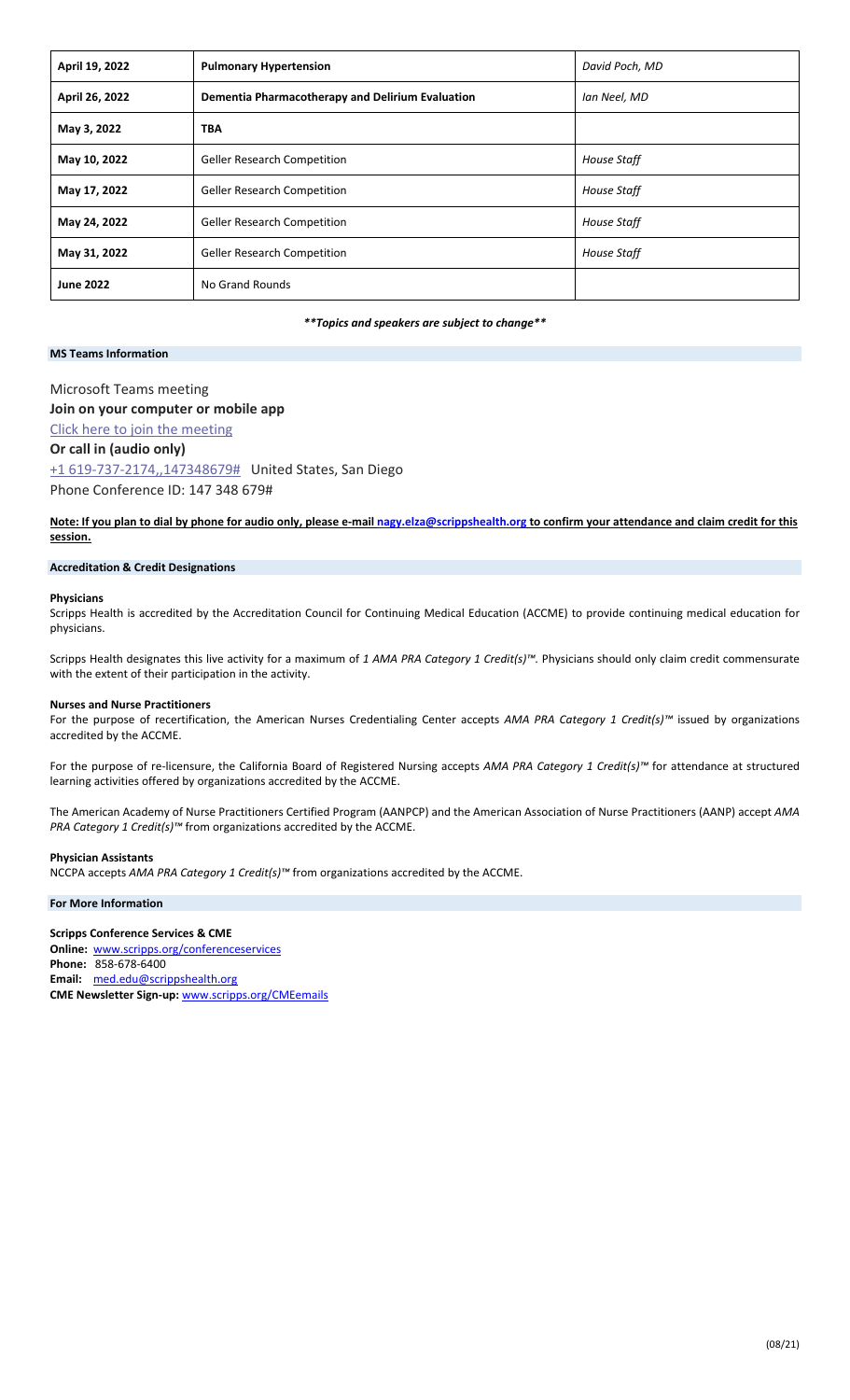| | | |
|---|---|---|
| **April 19, 2022** | **Pulmonary Hypertension** | *David Poch, MD* |
| **April 26, 2022** | **Dementia Pharmacotherapy and Delirium Evaluation** | *Ian Neel, MD* |
| **May 3, 2022** | **TBA** | |
| **May 10, 2022** | Geller Research Competition | *House Staff* |
| **May 17, 2022** | Geller Research Competition | *House Staff* |
| **May 24, 2022** | Geller Research Competition | *House Staff* |
| **May 31, 2022** | Geller Research Competition | *House Staff* |
| **June 2022** | No Grand Rounds | |

***\*\*Topics and speakers are subject to change\*\****

### MS Teams Information

Microsoft Teams meeting

**Join on your computer or mobile app**

Click here to join the meeting

**Or call in (audio only)**

+1 619-737-2174,,147348679# United States, San Diego

Phone Conference ID: 147 348 679#

**Note: If you plan to dial by phone for audio only, please e-mail nagy.elza@scrippshealth.org to confirm your attendance and claim credit for this session.**

### Accreditation & Credit Designations

**Physicians**

Scripps Health is accredited by the Accreditation Council for Continuing Medical Education (ACCME) to provide continuing medical education for physicians.

Scripps Health designates this live activity for a maximum of *1 AMA PRA Category 1 Credit(s)™.* Physicians should only claim credit commensurate with the extent of their participation in the activity.

**Nurses and Nurse Practitioners**

For the purpose of recertification, the American Nurses Credentialing Center accepts *AMA PRA Category 1 Credit(s)™* issued by organizations accredited by the ACCME.

For the purpose of re-licensure, the California Board of Registered Nursing accepts *AMA PRA Category 1 Credit(s)™* for attendance at structured learning activities offered by organizations accredited by the ACCME.

The American Academy of Nurse Practitioners Certified Program (AANPCP) and the American Association of Nurse Practitioners (AANP) accept *AMA PRA Category 1 Credit(s)™* from organizations accredited by the ACCME.

**Physician Assistants**

NCCPA accepts *AMA PRA Category 1 Credit(s)™* from organizations accredited by the ACCME.

### For More Information

**Scripps Conference Services & CME**
**Online:** www.scripps.org/conferenceservices
**Phone:** 858-678-6400
**Email:** med.edu@scrippshealth.org
**CME Newsletter Sign-up:** www.scripps.org/CMEemails

(08/21)